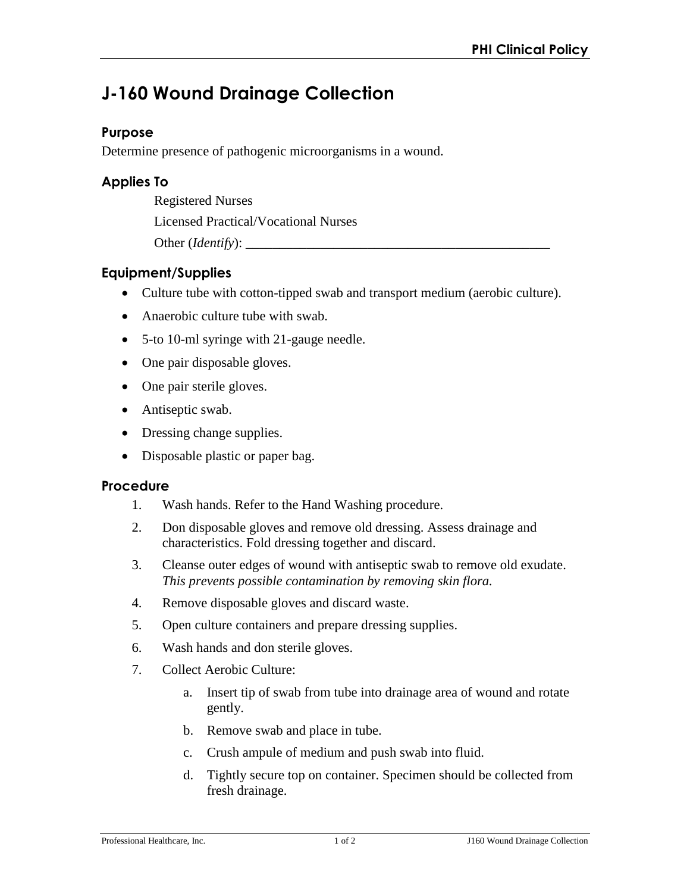# J-160 Wound Drainage Collection

## Purpose

Determine presence of pathogenic microorganisms in a wound.

## Applies To

Registered Nurses

Licensed Practical/Vocational Nurses

Other (*Identify*): ______________________________________________

## Equipment/Supplies

- Culture tube with cotton-tipped swab and transport medium (aerobic culture).
- Anaerobic culture tube with swab.
- 5-to 10-ml syringe with 21-gauge needle.
- One pair disposable gloves.
- One pair sterile gloves.
- Antiseptic swab.
- Dressing change supplies.
- Disposable plastic or paper bag.

## Procedure

1. Wash hands. Refer to the Hand Washing procedure.
2. Don disposable gloves and remove old dressing. Assess drainage and characteristics. Fold dressing together and discard.
3. Cleanse outer edges of wound with antiseptic swab to remove old exudate. *This prevents possible contamination by removing skin flora.*
4. Remove disposable gloves and discard waste.
5. Open culture containers and prepare dressing supplies.
6. Wash hands and don sterile gloves.
7. Collect Aerobic Culture:
    a. Insert tip of swab from tube into drainage area of wound and rotate gently.
    b. Remove swab and place in tube.
    c. Crush ampule of medium and push swab into fluid.
    d. Tightly secure top on container. Specimen should be collected from fresh drainage.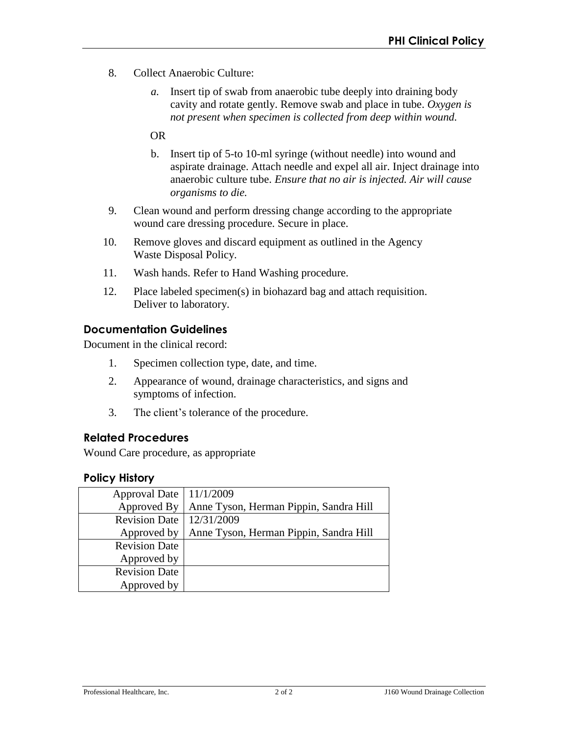8. Collect Anaerobic Culture:

   *a.* Insert tip of swab from anaerobic tube deeply into draining body cavity and rotate gently. Remove swab and place in tube. *Oxygen is not present when specimen is collected from deep within wound.*

   OR

   b. Insert tip of 5-to 10-ml syringe (without needle) into wound and aspirate drainage. Attach needle and expel all air. Inject drainage into anaerobic culture tube. *Ensure that no air is injected. Air will cause organisms to die.*

9. Clean wound and perform dressing change according to the appropriate wound care dressing procedure. Secure in place.

10. Remove gloves and discard equipment as outlined in the Agency Waste Disposal Policy.

11. Wash hands. Refer to Hand Washing procedure.

12. Place labeled specimen(s) in biohazard bag and attach requisition. Deliver to laboratory.

## Documentation Guidelines

Document in the clinical record:

1. Specimen collection type, date, and time.
2. Appearance of wound, drainage characteristics, and signs and symptoms of infection.
3. The client's tolerance of the procedure.

## Related Procedures

Wound Care procedure, as appropriate

## Policy History

| | |
|---|---|
| Approval Date | 11/1/2009 |
| Approved By | Anne Tyson, Herman Pippin, Sandra Hill |
| Revision Date | 12/31/2009 |
| Approved by | Anne Tyson, Herman Pippin, Sandra Hill |
| Revision Date | |
| Approved by | |
| Revision Date | |
| Approved by | |